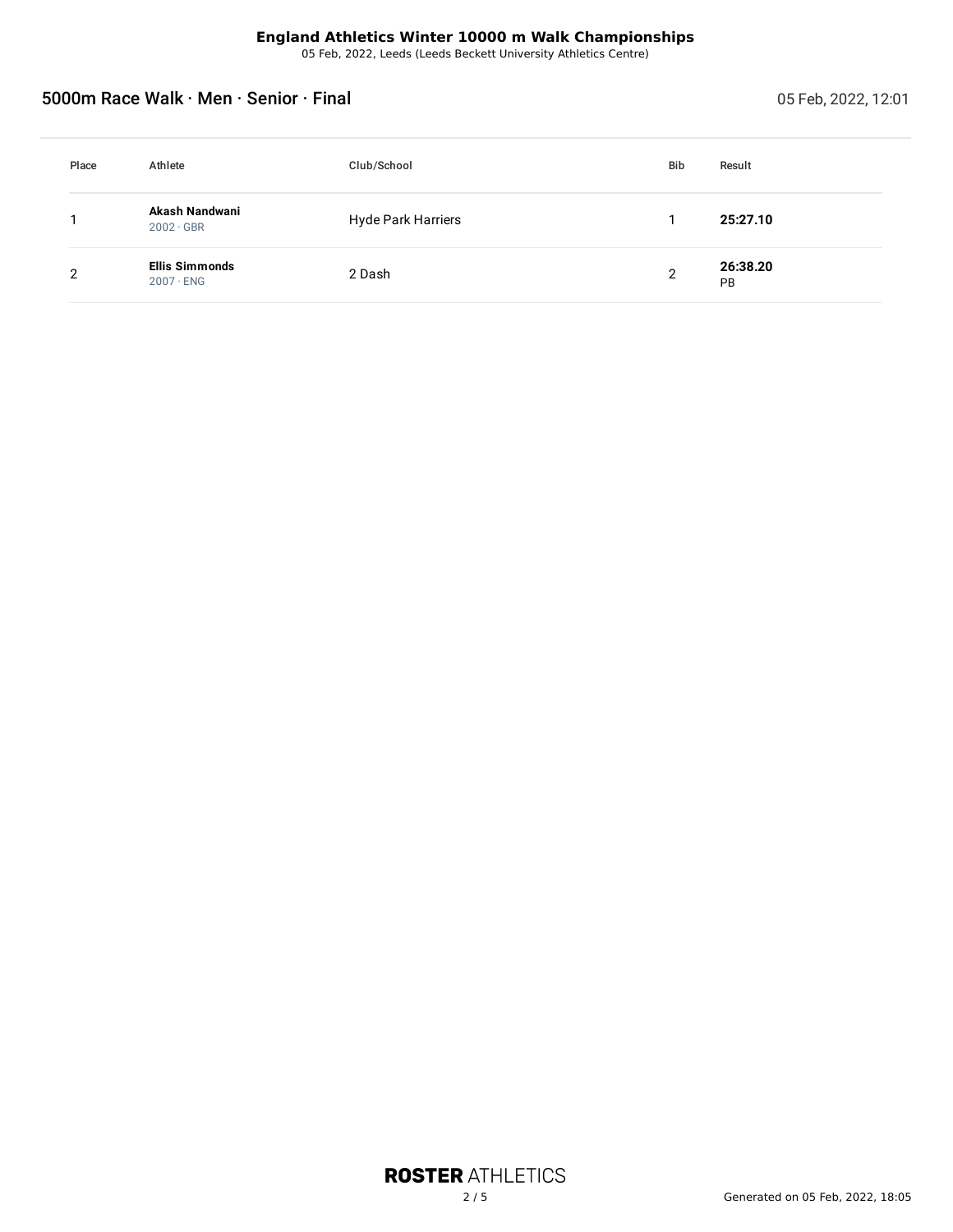**England Athletics Winter 10000 m Walk Championships**

05 Feb, 2022, Leeds (Leeds Beckett University Athletics Centre)

## 5000m Race Walk · Men · Senior · Final

05 Feb, 2022, 12:01

| Place | Athlete | Club/School | Bib | Result |
| --- | --- | --- | --- | --- |
| 1 | **Akash Nandwani** 2002 · GBR | Hyde Park Harriers | 1 | **25:27.10** |
| 2 | **Ellis Simmonds** 2007 · ENG | 2 Dash | 2 | **26:38.20** PB |

Generated on 05 Feb, 2022, 18:05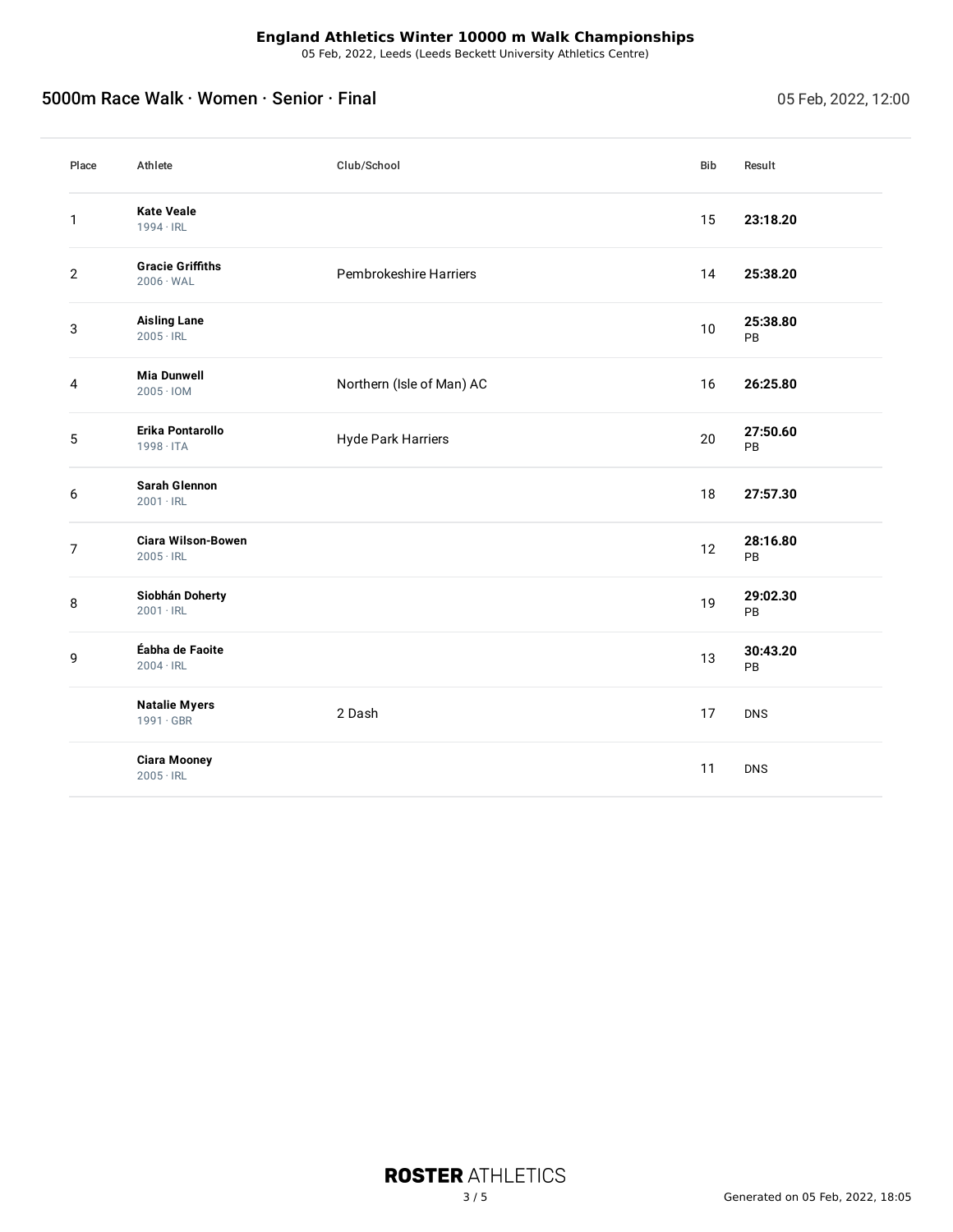**England Athletics Winter 10000 m Walk Championships**
05 Feb, 2022, Leeds (Leeds Beckett University Athletics Centre)

## 5000m Race Walk · Women · Senior · Final

05 Feb, 2022, 12:00

| Place | Athlete | Club/School | Bib | Result |
|---|---|---|---|---|
| 1 | **Kate Veale** 1994 · IRL | | 15 | **23:18.20** |
| 2 | **Gracie Griffiths** 2006 · WAL | Pembrokeshire Harriers | 14 | **25:38.20** |
| 3 | **Aisling Lane** 2005 · IRL | | 10 | **25:38.80** PB |
| 4 | **Mia Dunwell** 2005 · IOM | Northern (Isle of Man) AC | 16 | **26:25.80** |
| 5 | **Erika Pontarollo** 1998 · ITA | Hyde Park Harriers | 20 | **27:50.60** PB |
| 6 | **Sarah Glennon** 2001 · IRL | | 18 | **27:57.30** |
| 7 | **Ciara Wilson-Bowen** 2005 · IRL | | 12 | **28:16.80** PB |
| 8 | **Siobhán Doherty** 2001 · IRL | | 19 | **29:02.30** PB |
| 9 | **Éabha de Faoite** 2004 · IRL | | 13 | **30:43.20** PB |
| | **Natalie Myers** 1991 · GBR | 2 Dash | 17 | DNS |
| | **Ciara Mooney** 2005 · IRL | | 11 | DNS |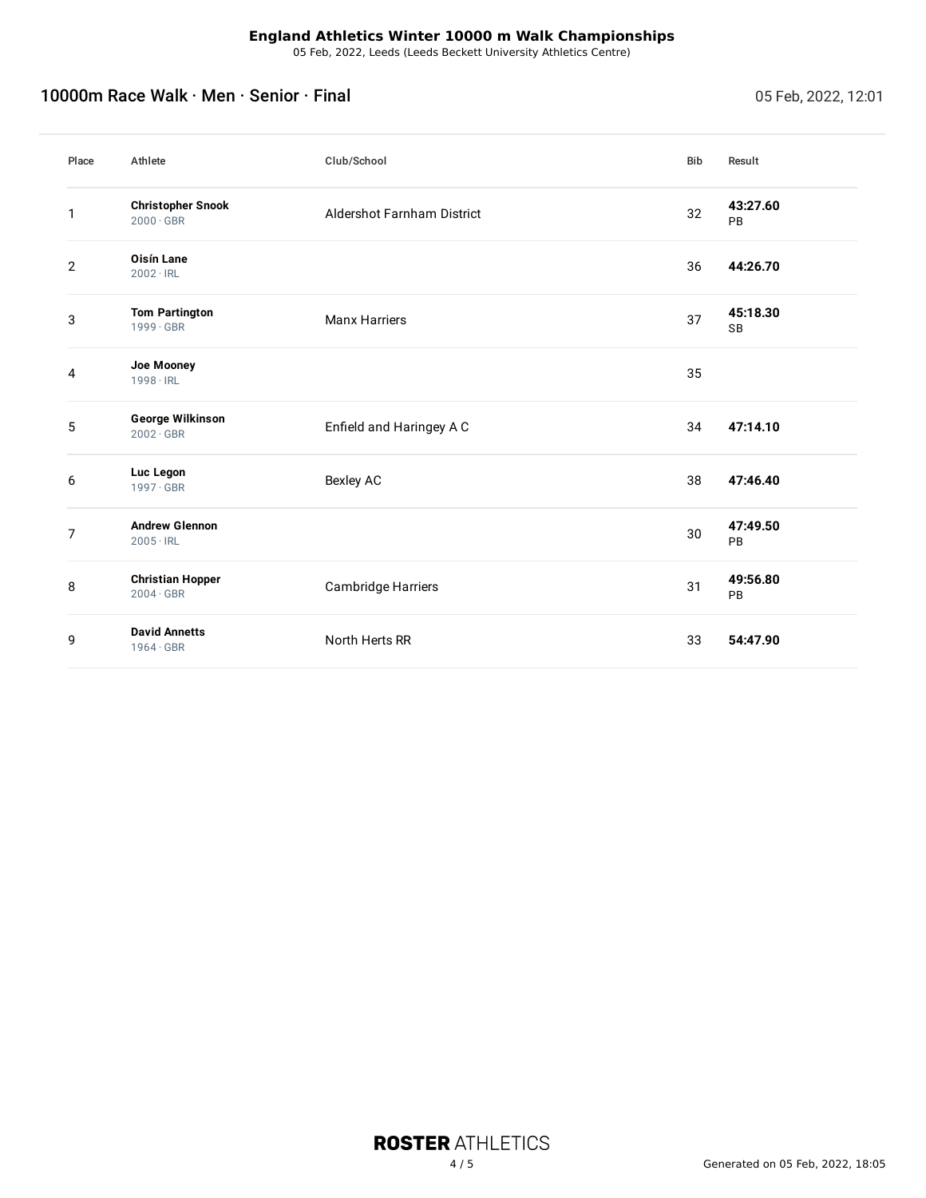**England Athletics Winter 10000 m Walk Championships**

05 Feb, 2022, Leeds (Leeds Beckett University Athletics Centre)

## 10000m Race Walk · Men · Senior · Final

05 Feb, 2022, 12:01

| Place | Athlete | Club/School | Bib | Result |
|---|---|---|---|---|
| 1 | **Christopher Snook** 2000 · GBR | Aldershot Farnham District | 32 | **43:27.60** PB |
| 2 | **Oisín Lane** 2002 · IRL | | 36 | **44:26.70** |
| 3 | **Tom Partington** 1999 · GBR | Manx Harriers | 37 | **45:18.30** SB |
| 4 | **Joe Mooney** 1998 · IRL | | 35 | |
| 5 | **George Wilkinson** 2002 · GBR | Enfield and Haringey A C | 34 | **47:14.10** |
| 6 | **Luc Legon** 1997 · GBR | Bexley AC | 38 | **47:46.40** |
| 7 | **Andrew Glennon** 2005 · IRL | | 30 | **47:49.50** PB |
| 8 | **Christian Hopper** 2004 · GBR | Cambridge Harriers | 31 | **49:56.80** PB |
| 9 | **David Annetts** 1964 · GBR | North Herts RR | 33 | **54:47.90** |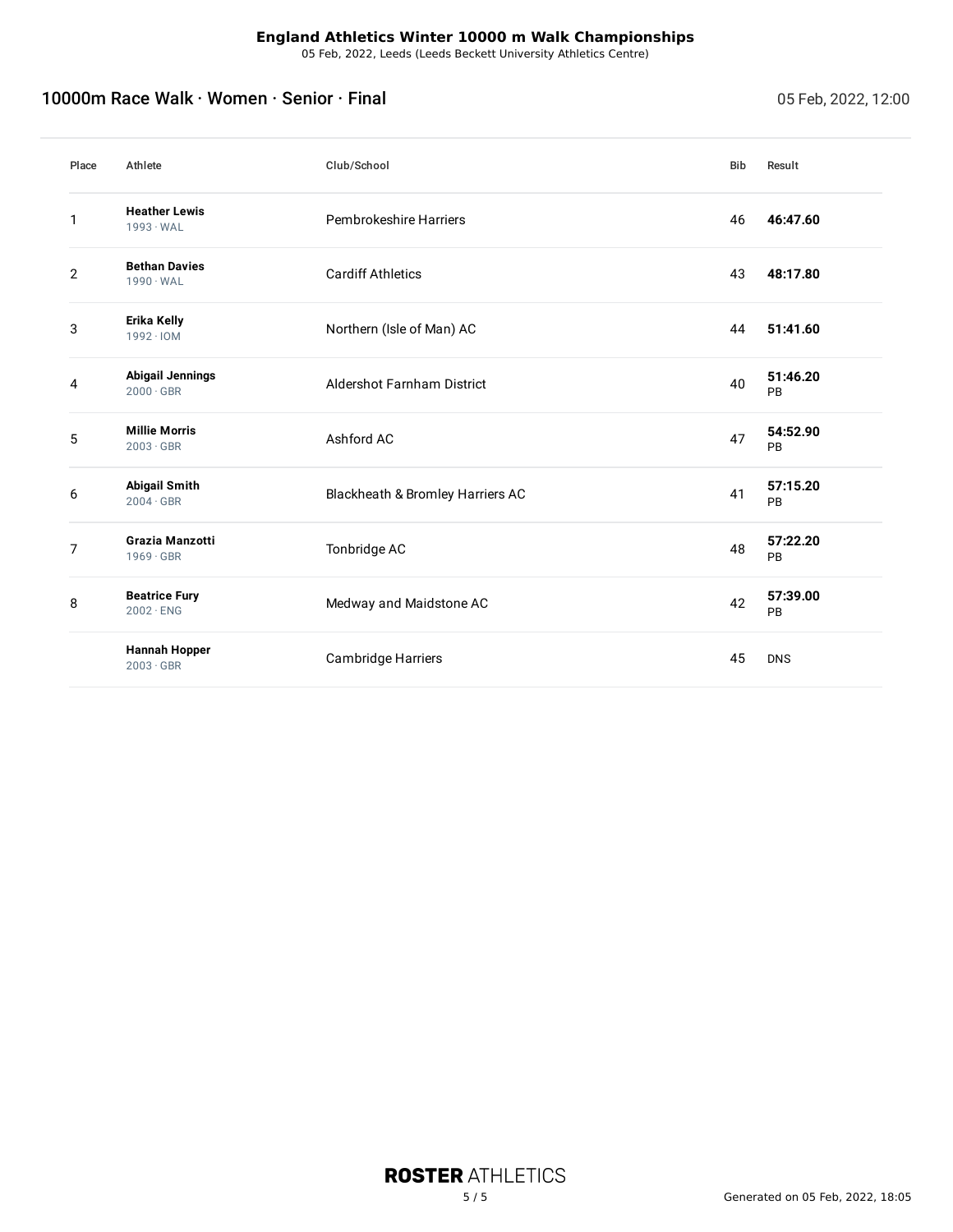**England Athletics Winter 10000 m Walk Championships**
05 Feb, 2022, Leeds (Leeds Beckett University Athletics Centre)

## 10000m Race Walk · Women · Senior · Final

05 Feb, 2022, 12:00

| Place | Athlete | Club/School | Bib | Result |
|---|---|---|---|---|
| 1 | **Heather Lewis** 1993 · WAL | Pembrokeshire Harriers | 46 | **46:47.60** |
| 2 | **Bethan Davies** 1990 · WAL | Cardiff Athletics | 43 | **48:17.80** |
| 3 | **Erika Kelly** 1992 · IOM | Northern (Isle of Man) AC | 44 | **51:41.60** |
| 4 | **Abigail Jennings** 2000 · GBR | Aldershot Farnham District | 40 | **51:46.20** PB |
| 5 | **Millie Morris** 2003 · GBR | Ashford AC | 47 | **54:52.90** PB |
| 6 | **Abigail Smith** 2004 · GBR | Blackheath & Bromley Harriers AC | 41 | **57:15.20** PB |
| 7 | **Grazia Manzotti** 1969 · GBR | Tonbridge AC | 48 | **57:22.20** PB |
| 8 | **Beatrice Fury** 2002 · ENG | Medway and Maidstone AC | 42 | **57:39.00** PB |
| | **Hannah Hopper** 2003 · GBR | Cambridge Harriers | 45 | DNS |

**ROSTER** ATHLETICS

Generated on 05 Feb, 2022, 18:05